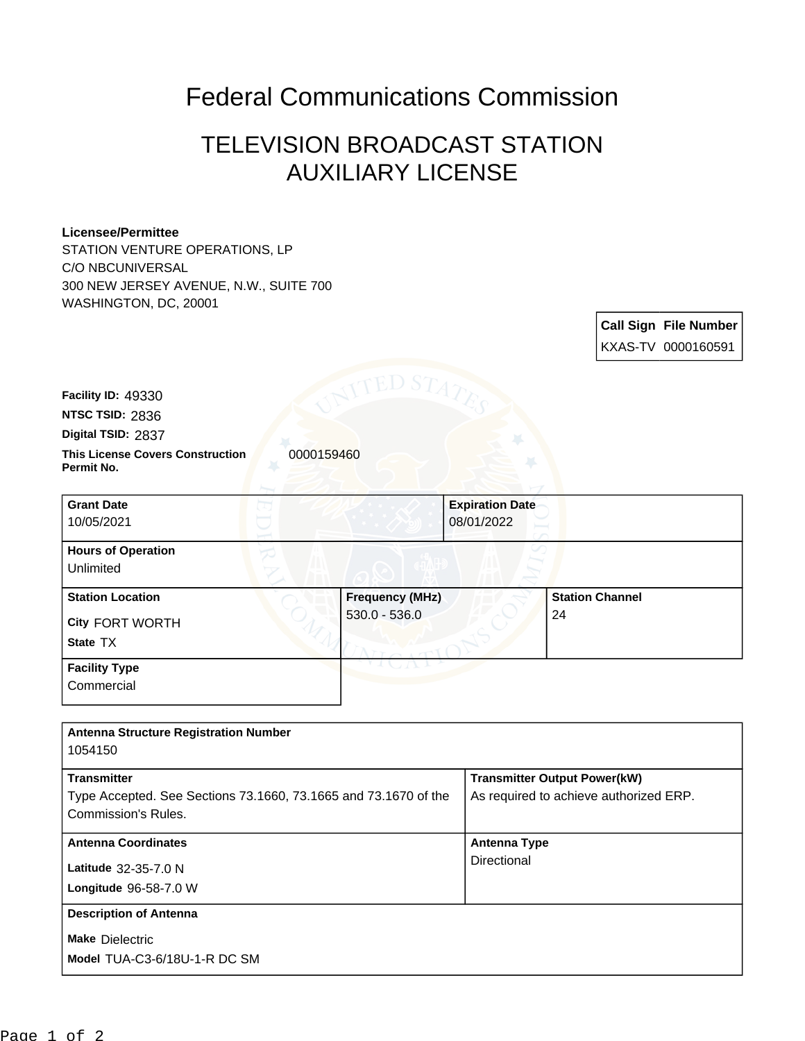# Federal Communications Commission

## TELEVISION BROADCAST STATION AUXILIARY LICENSE

**Licensee/Permittee**
STATION VENTURE OPERATIONS, LP
C/O NBCUNIVERSAL
300 NEW JERSEY AVENUE, N.W., SUITE 700
WASHINGTON, DC, 20001

| Call Sign | File Number |
|---|---|
| KXAS-TV | 0000160591 |

**Facility ID:** 49330
**NTSC TSID:** 2836
**Digital TSID:** 2837
**This License Covers Construction Permit No.** 0000159460

| Grant Date | Expiration Date |
|---|---|
| 10/05/2021 | 08/01/2022 |

**Hours of Operation**
Unlimited

| Station Location | Frequency (MHz) | Station Channel |
|---|---|---|
| City FORT WORTH<br>State TX | 530.0 - 536.0 | 24 |

**Facility Type**
Commercial

**Antenna Structure Registration Number**
1054150

| Transmitter | Transmitter Output Power(kW) |
|---|---|
| Type Accepted. See Sections 73.1660, 73.1665 and 73.1670 of the Commission's Rules. | As required to achieve authorized ERP. |

| Antenna Coordinates | Antenna Type |
|---|---|
| Latitude 32-35-7.0 N<br>Longitude 96-58-7.0 W | Directional |

**Description of Antenna**
Make Dielectric
Model TUA-C3-6/18U-1-R DC SM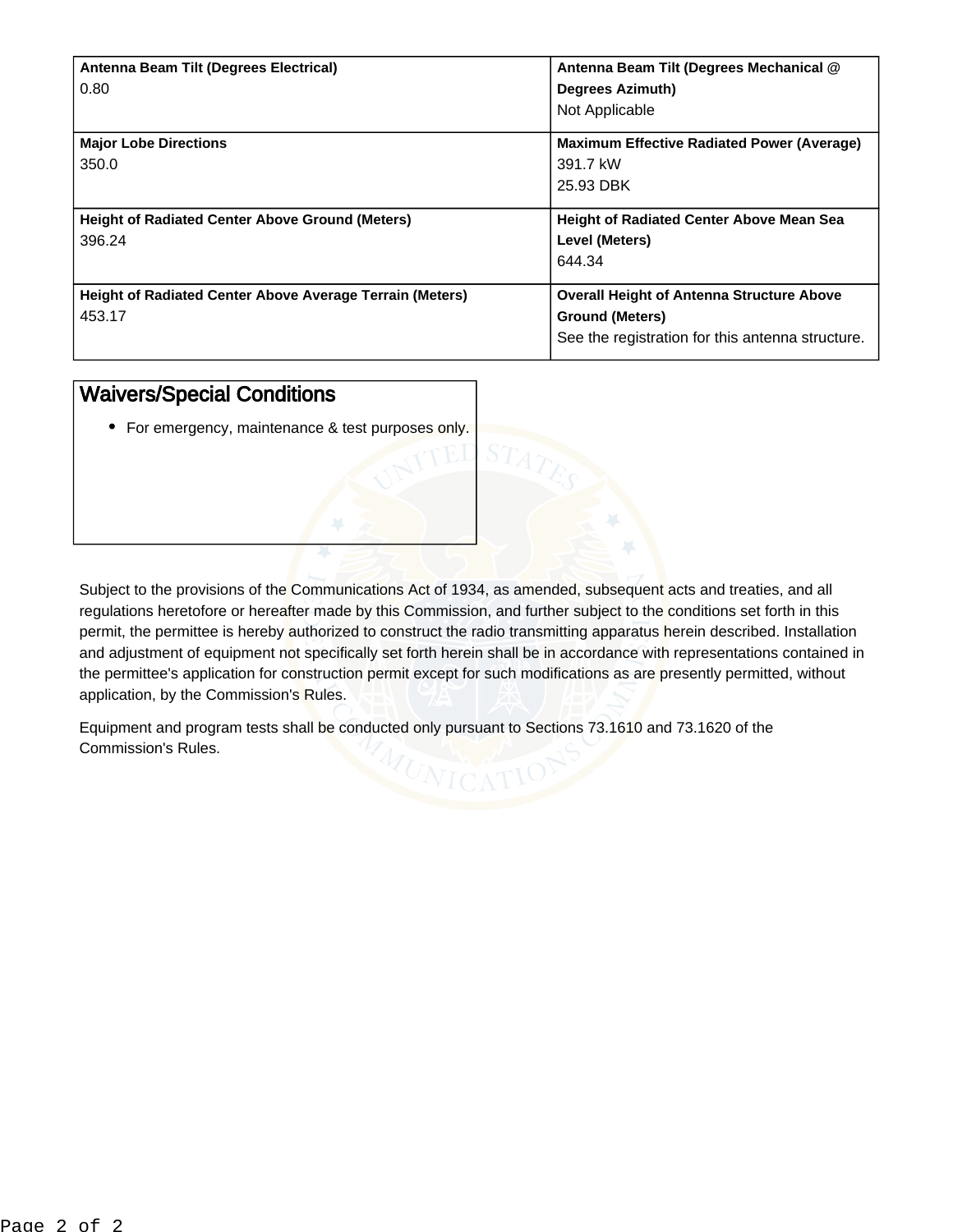| | |
|---|---|
| **Antenna Beam Tilt (Degrees Electrical)**<br>0.80 | **Antenna Beam Tilt (Degrees Mechanical @ Degrees Azimuth)**<br>Not Applicable |
| **Major Lobe Directions**<br>350.0 | **Maximum Effective Radiated Power (Average)**<br>391.7 kW<br>25.93 DBK |
| **Height of Radiated Center Above Ground (Meters)**<br>396.24 | **Height of Radiated Center Above Mean Sea Level (Meters)**<br>644.34 |
| **Height of Radiated Center Above Average Terrain (Meters)**<br>453.17 | **Overall Height of Antenna Structure Above Ground (Meters)**<br>See the registration for this antenna structure. |

## Waivers/Special Conditions

- For emergency, maintenance & test purposes only.

Subject to the provisions of the Communications Act of 1934, as amended, subsequent acts and treaties, and all regulations heretofore or hereafter made by this Commission, and further subject to the conditions set forth in this permit, the permittee is hereby authorized to construct the radio transmitting apparatus herein described. Installation and adjustment of equipment not specifically set forth herein shall be in accordance with representations contained in the permittee's application for construction permit except for such modifications as are presently permitted, without application, by the Commission's Rules.

Equipment and program tests shall be conducted only pursuant to Sections 73.1610 and 73.1620 of the Commission's Rules.